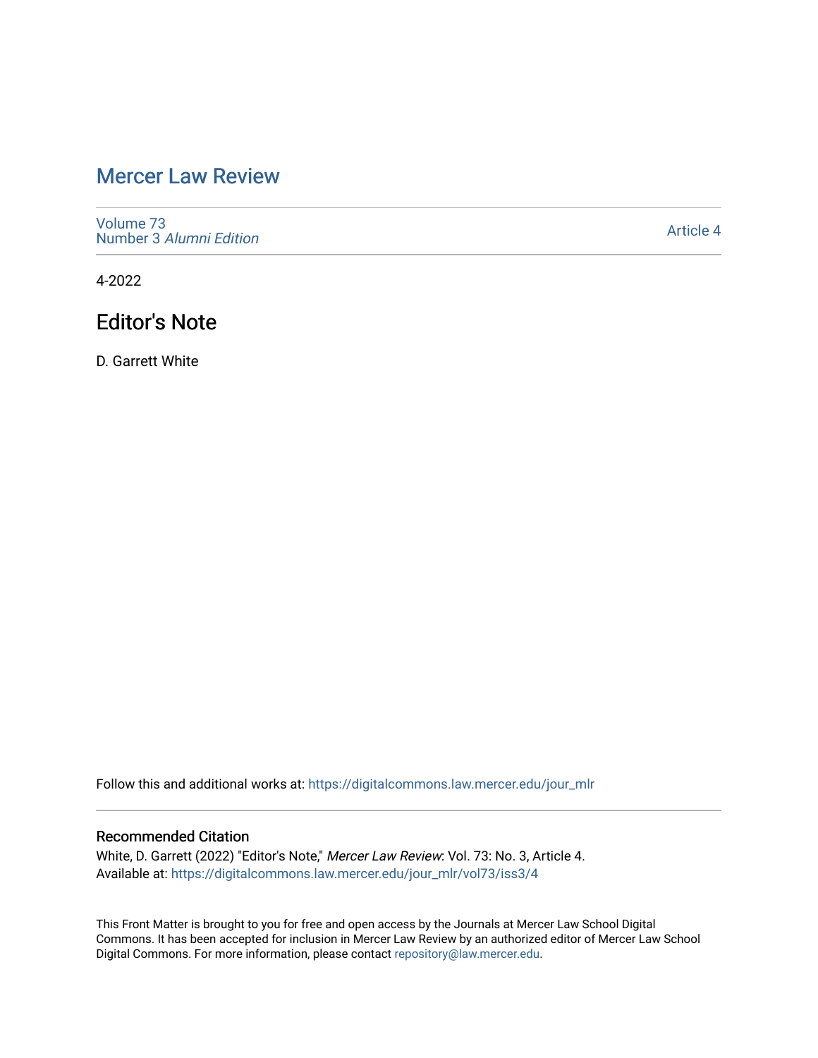# Mercer Law Review

Volume 73
Number 3 *Alumni Edition*

Article 4

4-2022

## Editor's Note

D. Garrett White

Follow this and additional works at: https://digitalcommons.law.mercer.edu/jour_mlr

### Recommended Citation

White, D. Garrett (2022) "Editor's Note," *Mercer Law Review*: Vol. 73: No. 3, Article 4.
Available at: https://digitalcommons.law.mercer.edu/jour_mlr/vol73/iss3/4

This Front Matter is brought to you for free and open access by the Journals at Mercer Law School Digital Commons. It has been accepted for inclusion in Mercer Law Review by an authorized editor of Mercer Law School Digital Commons. For more information, please contact repository@law.mercer.edu.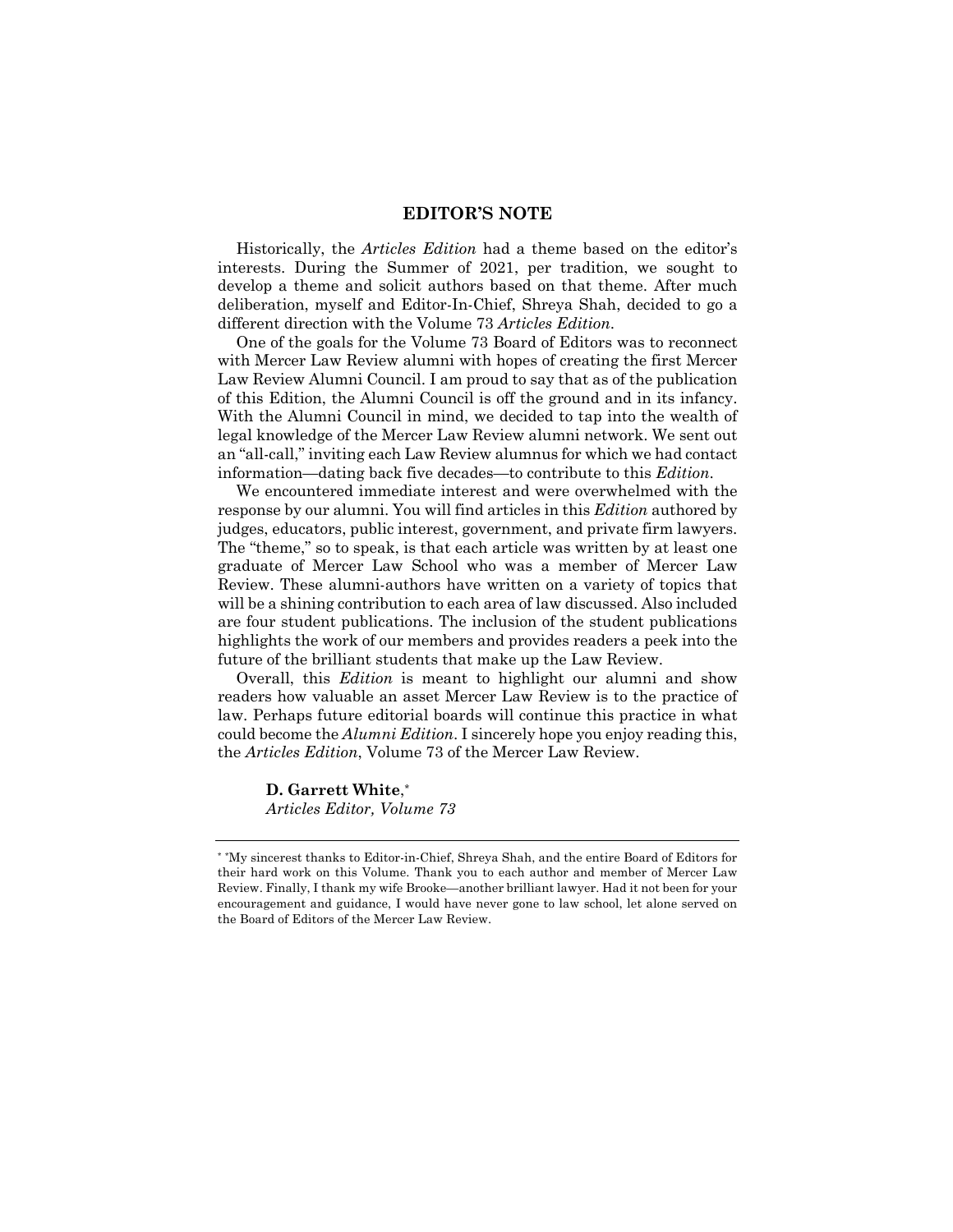## EDITOR'S NOTE

Historically, the *Articles Edition* had a theme based on the editor's interests. During the Summer of 2021, per tradition, we sought to develop a theme and solicit authors based on that theme. After much deliberation, myself and Editor-In-Chief, Shreya Shah, decided to go a different direction with the Volume 73 *Articles Edition*.

One of the goals for the Volume 73 Board of Editors was to reconnect with Mercer Law Review alumni with hopes of creating the first Mercer Law Review Alumni Council. I am proud to say that as of the publication of this Edition, the Alumni Council is off the ground and in its infancy. With the Alumni Council in mind, we decided to tap into the wealth of legal knowledge of the Mercer Law Review alumni network. We sent out an "all-call," inviting each Law Review alumnus for which we had contact information—dating back five decades—to contribute to this *Edition*.

We encountered immediate interest and were overwhelmed with the response by our alumni. You will find articles in this *Edition* authored by judges, educators, public interest, government, and private firm lawyers. The "theme," so to speak, is that each article was written by at least one graduate of Mercer Law School who was a member of Mercer Law Review. These alumni-authors have written on a variety of topics that will be a shining contribution to each area of law discussed. Also included are four student publications. The inclusion of the student publications highlights the work of our members and provides readers a peek into the future of the brilliant students that make up the Law Review.

Overall, this *Edition* is meant to highlight our alumni and show readers how valuable an asset Mercer Law Review is to the practice of law. Perhaps future editorial boards will continue this practice in what could become the *Alumni Edition*. I sincerely hope you enjoy reading this, the *Articles Edition*, Volume 73 of the Mercer Law Review.

**D. Garrett White**,[*]
*Articles Editor, Volume 73*

---

[*] [*]My sincerest thanks to Editor-in-Chief, Shreya Shah, and the entire Board of Editors for their hard work on this Volume. Thank you to each author and member of Mercer Law Review. Finally, I thank my wife Brooke—another brilliant lawyer. Had it not been for your encouragement and guidance, I would have never gone to law school, let alone served on the Board of Editors of the Mercer Law Review.